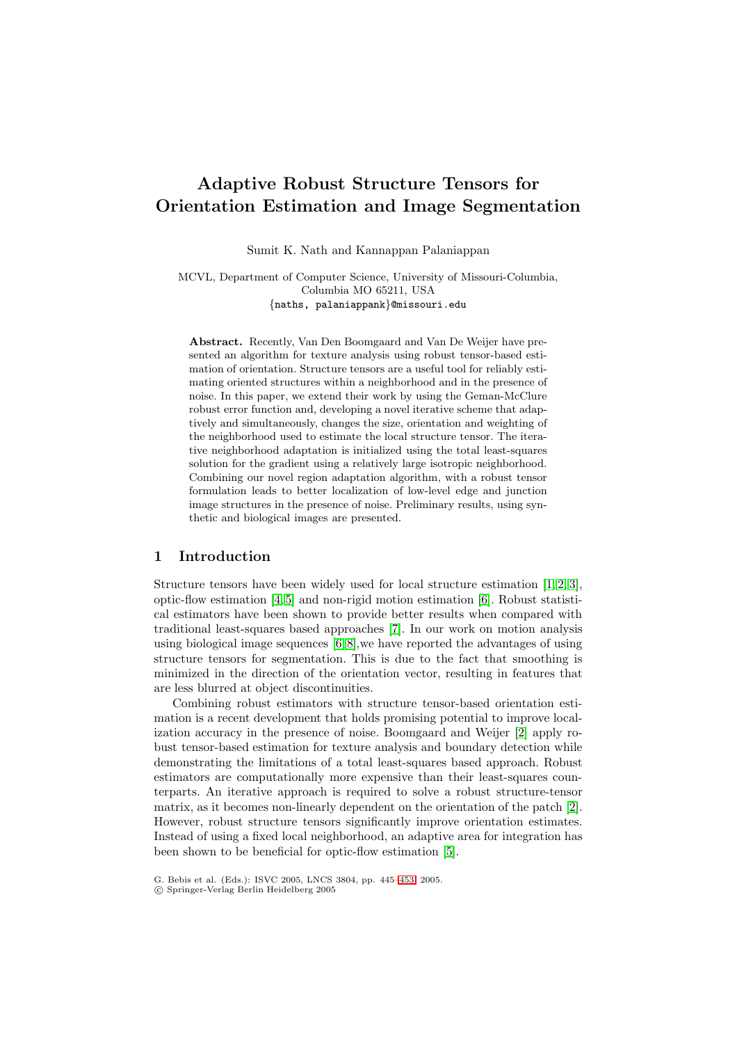# Adaptive Robust Structure Tensors for Orientation Estimation and Image Segmentation

Sumit K. Nath and Kannappan Palaniappan

MCVL, Department of Computer Science, University of Missouri-Columbia, Columbia MO 65211, USA
{naths, palaniappank}@missouri.edu

**Abstract.** Recently, Van Den Boomgaard and Van De Weijer have presented an algorithm for texture analysis using robust tensor-based estimation of orientation. Structure tensors are a useful tool for reliably estimating oriented structures within a neighborhood and in the presence of noise. In this paper, we extend their work by using the Geman-McClure robust error function and, developing a novel iterative scheme that adaptively and simultaneously, changes the size, orientation and weighting of the neighborhood used to estimate the local structure tensor. The iterative neighborhood adaptation is initialized using the total least-squares solution for the gradient using a relatively large isotropic neighborhood. Combining our novel region adaptation algorithm, with a robust tensor formulation leads to better localization of low-level edge and junction image structures in the presence of noise. Preliminary results, using synthetic and biological images are presented.

## 1 Introduction

Structure tensors have been widely used for local structure estimation [1,2,3], optic-flow estimation [4,5] and non-rigid motion estimation [6]. Robust statistical estimators have been shown to provide better results when compared with traditional least-squares based approaches [7]. In our work on motion analysis using biological image sequences [6,8],we have reported the advantages of using structure tensors for segmentation. This is due to the fact that smoothing is minimized in the direction of the orientation vector, resulting in features that are less blurred at object discontinuities.

Combining robust estimators with structure tensor-based orientation estimation is a recent development that holds promising potential to improve localization accuracy in the presence of noise. Boomgaard and Weijer [2] apply robust tensor-based estimation for texture analysis and boundary detection while demonstrating the limitations of a total least-squares based approach. Robust estimators are computationally more expensive than their least-squares counterparts. An iterative approach is required to solve a robust structure-tensor matrix, as it becomes non-linearly dependent on the orientation of the patch [2]. However, robust structure tensors significantly improve orientation estimates. Instead of using a fixed local neighborhood, an adaptive area for integration has been shown to be beneficial for optic-flow estimation [5].

G. Bebis et al. (Eds.): ISVC 2005, LNCS 3804, pp. 445–453, 2005.
© Springer-Verlag Berlin Heidelberg 2005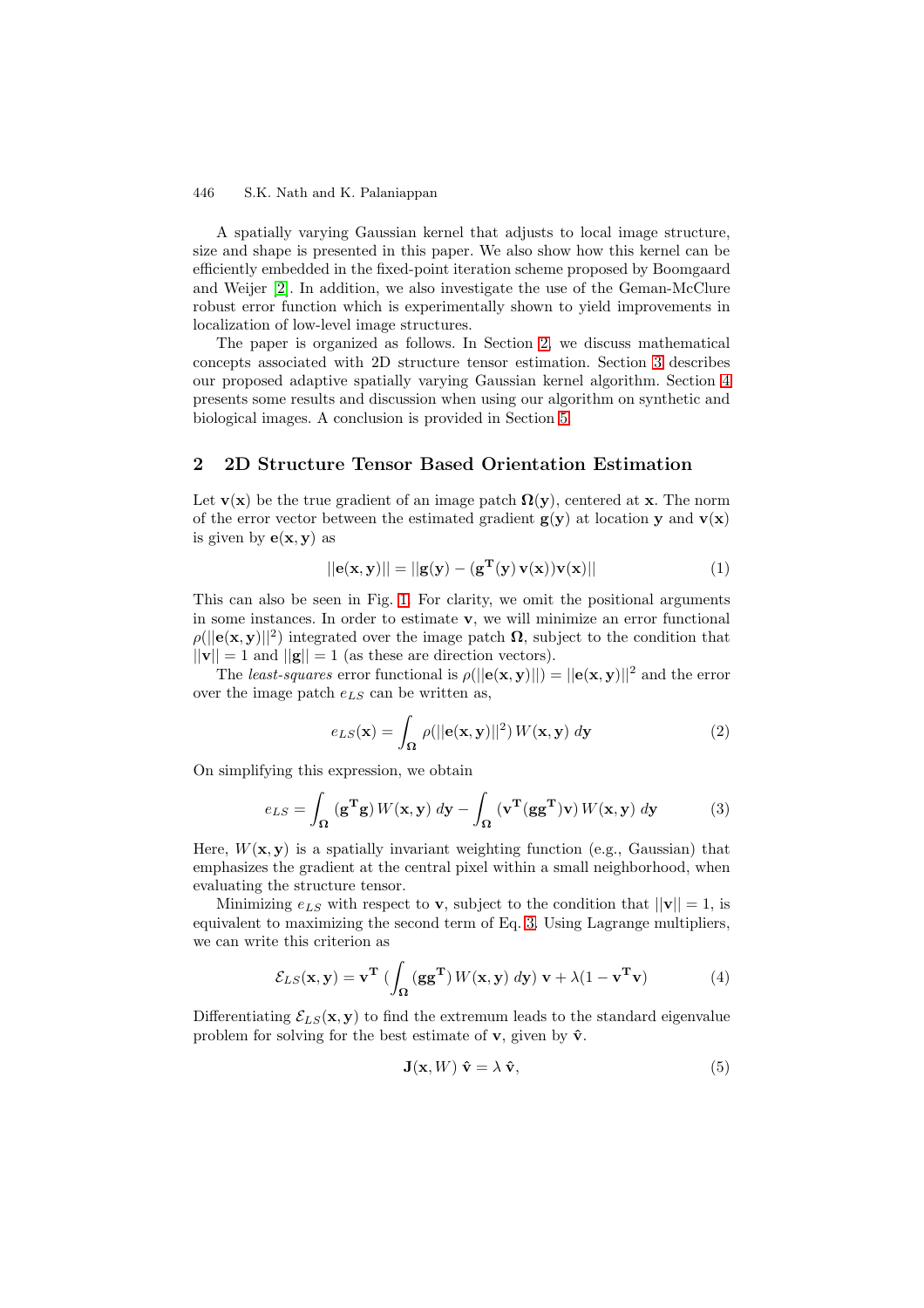A spatially varying Gaussian kernel that adjusts to local image structure, size and shape is presented in this paper. We also show how this kernel can be efficiently embedded in the fixed-point iteration scheme proposed by Boomgaard and Weijer [2]. In addition, we also investigate the use of the Geman-McClure robust error function which is experimentally shown to yield improvements in localization of low-level image structures.

The paper is organized as follows. In Section 2, we discuss mathematical concepts associated with 2D structure tensor estimation. Section 3 describes our proposed adaptive spatially varying Gaussian kernel algorithm. Section 4 presents some results and discussion when using our algorithm on synthetic and biological images. A conclusion is provided in Section 5.

## 2 2D Structure Tensor Based Orientation Estimation

Let $\mathbf{v}(\mathbf{x})$ be the true gradient of an image patch $\mathbf{\Omega}(\mathbf{y})$, centered at $\mathbf{x}$. The norm of the error vector between the estimated gradient $\mathbf{g}(\mathbf{y})$ at location $\mathbf{y}$ and $\mathbf{v}(\mathbf{x})$ is given by $\mathbf{e}(\mathbf{x}, \mathbf{y})$ as

$$||\mathbf{e}(\mathbf{x}, \mathbf{y})|| = ||\mathbf{g}(\mathbf{y}) - (\mathbf{g}^{\mathbf{T}}(\mathbf{y})\, \mathbf{v}(\mathbf{x}))\mathbf{v}(\mathbf{x})|| \tag{1}$$

This can also be seen in Fig. 1. For clarity, we omit the positional arguments in some instances. In order to estimate $\mathbf{v}$, we will minimize an error functional $\rho(||\mathbf{e}(\mathbf{x}, \mathbf{y})||^2)$ integrated over the image patch $\mathbf{\Omega}$, subject to the condition that $||\mathbf{v}|| = 1$ and $||\mathbf{g}|| = 1$ (as these are direction vectors).

The *least-squares* error functional is $\rho(||\mathbf{e}(\mathbf{x}, \mathbf{y})||) = ||\mathbf{e}(\mathbf{x}, \mathbf{y})||^2$ and the error over the image patch $e_{LS}$ can be written as,

$$e_{LS}(\mathbf{x}) = \int_{\mathbf{\Omega}} \rho(||\mathbf{e}(\mathbf{x}, \mathbf{y})||^2)\, W(\mathbf{x}, \mathbf{y})\; d\mathbf{y} \tag{2}$$

On simplifying this expression, we obtain

$$e_{LS} = \int_{\mathbf{\Omega}} (\mathbf{g}^{\mathbf{T}}\mathbf{g})\, W(\mathbf{x}, \mathbf{y})\; d\mathbf{y} - \int_{\mathbf{\Omega}} (\mathbf{v}^{\mathbf{T}}(\mathbf{g}\mathbf{g}^{\mathbf{T}})\mathbf{v})\, W(\mathbf{x}, \mathbf{y})\; d\mathbf{y} \tag{3}$$

Here, $W(\mathbf{x}, \mathbf{y})$ is a spatially invariant weighting function (e.g., Gaussian) that emphasizes the gradient at the central pixel within a small neighborhood, when evaluating the structure tensor.

Minimizing $e_{LS}$ with respect to $\mathbf{v}$, subject to the condition that $||\mathbf{v}|| = 1$, is equivalent to maximizing the second term of Eq. 3. Using Lagrange multipliers, we can write this criterion as

$$\mathcal{E}_{LS}(\mathbf{x}, \mathbf{y}) = \mathbf{v}^{\mathbf{T}}\; (\int_{\mathbf{\Omega}} (\mathbf{g}\mathbf{g}^{\mathbf{T}})\, W(\mathbf{x}, \mathbf{y})\; d\mathbf{y})\; \mathbf{v} + \lambda(1 - \mathbf{v}^{\mathbf{T}}\mathbf{v}) \tag{4}$$

Differentiating $\mathcal{E}_{LS}(\mathbf{x}, \mathbf{y})$ to find the extremum leads to the standard eigenvalue problem for solving for the best estimate of $\mathbf{v}$, given by $\hat{\mathbf{v}}$.

$$\mathbf{J}(\mathbf{x}, W)\; \hat{\mathbf{v}} = \lambda\, \hat{\mathbf{v}}, \tag{5}$$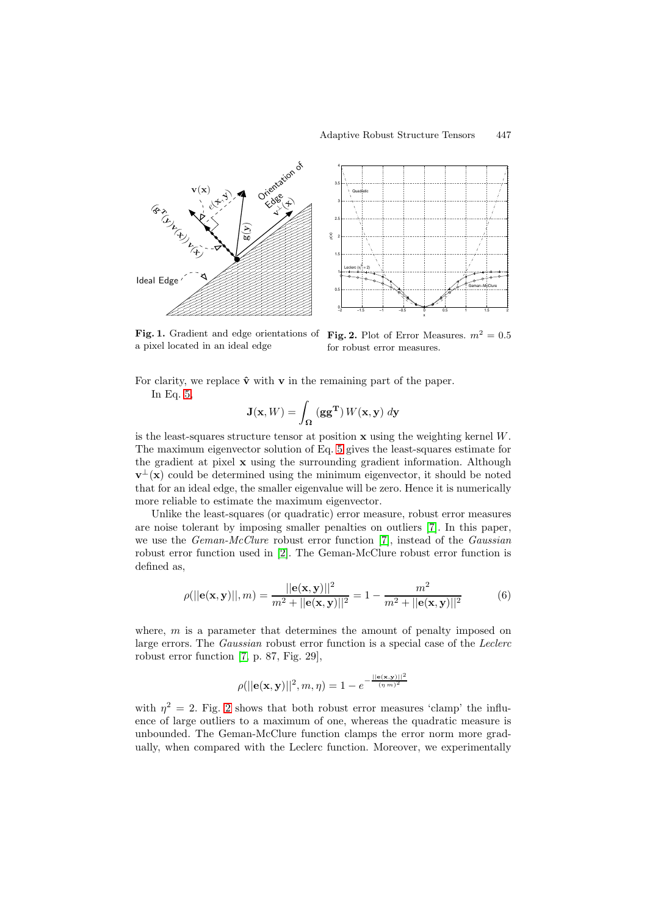**Fig. 1.** Gradient and edge orientations of a pixel located in an ideal edge

**Fig. 2.** Plot of Error Measures. $m^2 = 0.5$ for robust error measures.

For clarity, we replace $\hat{\mathbf{v}}$ with $\mathbf{v}$ in the remaining part of the paper.

In Eq. 5,

$$\mathbf{J}(\mathbf{x}, W) = \int_{\mathbf{\Omega}} (\mathbf{g}\mathbf{g}^{\mathbf{T}})\, W(\mathbf{x}, \mathbf{y})\; d\mathbf{y}$$

is the least-squares structure tensor at position $\mathbf{x}$ using the weighting kernel $W$. The maximum eigenvector solution of Eq. 5 gives the least-squares estimate for the gradient at pixel $\mathbf{x}$ using the surrounding gradient information. Although $\mathbf{v}^{\perp}(\mathbf{x})$ could be determined using the minimum eigenvector, it should be noted that for an ideal edge, the smaller eigenvalue will be zero. Hence it is numerically more reliable to estimate the maximum eigenvector.

Unlike the least-squares (or quadratic) error measure, robust error measures are noise tolerant by imposing smaller penalties on outliers [7]. In this paper, we use the *Geman-McClure* robust error function [7], instead of the *Gaussian* robust error function used in [2]. The Geman-McClure robust error function is defined as,

$$\rho(||\mathbf{e}(\mathbf{x}, \mathbf{y})||, m) = \frac{||\mathbf{e}(\mathbf{x}, \mathbf{y})||^2}{m^2 + ||\mathbf{e}(\mathbf{x}, \mathbf{y})||^2} = 1 - \frac{m^2}{m^2 + ||\mathbf{e}(\mathbf{x}, \mathbf{y})||^2} \tag{6}$$

where, $m$ is a parameter that determines the amount of penalty imposed on large errors. The *Gaussian* robust error function is a special case of the *Leclerc* robust error function [7, p. 87, Fig. 29],

$$\rho(||\mathbf{e}(\mathbf{x}, \mathbf{y})||^2, m, \eta) = 1 - e^{-\frac{||\mathbf{e}(\mathbf{x}, \mathbf{y})||^2}{(\eta\, m)^2}}$$

with $\eta^2 = 2$. Fig. 2 shows that both robust error measures 'clamp' the influence of large outliers to a maximum of one, whereas the quadratic measure is unbounded. The Geman-McClure function clamps the error norm more gradually, when compared with the Leclerc function. Moreover, we experimentally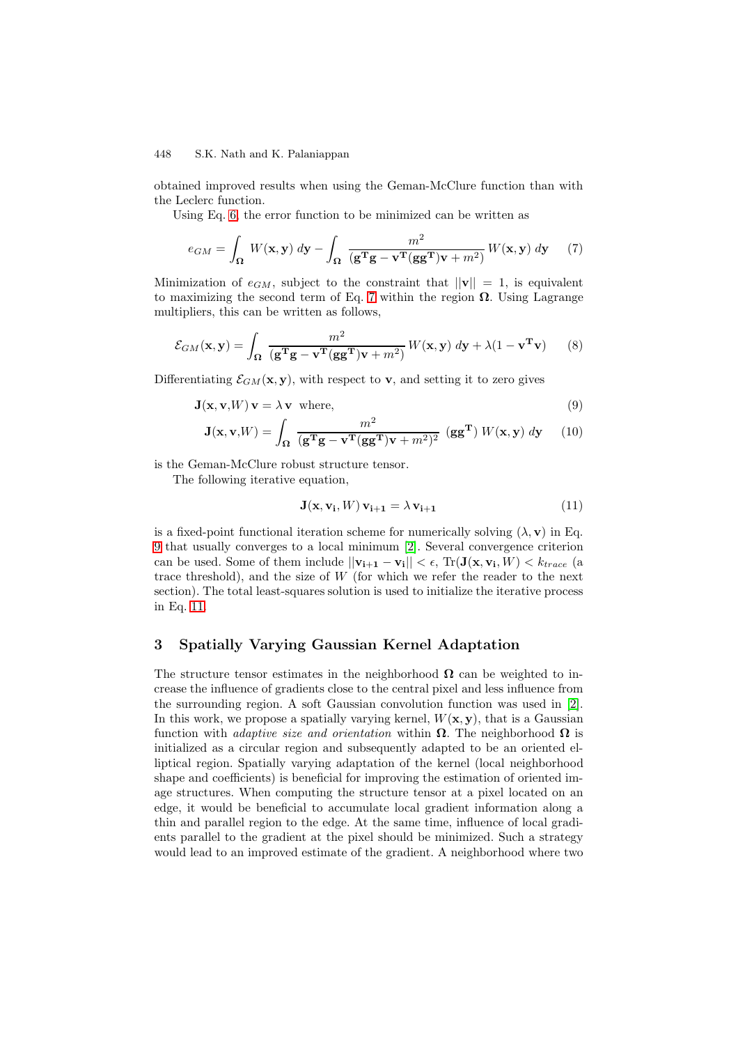obtained improved results when using the Geman-McClure function than with the Leclerc function.

Using Eq. 6, the error function to be minimized can be written as

$$e_{GM} = \int_{\mathbf{\Omega}} W(\mathbf{x}, \mathbf{y})\, d\mathbf{y} - \int_{\mathbf{\Omega}} \frac{m^2}{(\mathbf{g^T g} - \mathbf{v^T}(\mathbf{g g^T})\mathbf{v} + m^2)}\, W(\mathbf{x}, \mathbf{y})\, d\mathbf{y} \quad (7)$$

Minimization of $e_{GM}$, subject to the constraint that $||\mathbf{v}|| = 1$, is equivalent to maximizing the second term of Eq. 7 within the region $\mathbf{\Omega}$. Using Lagrange multipliers, this can be written as follows,

$$\mathcal{E}_{GM}(\mathbf{x}, \mathbf{y}) = \int_{\mathbf{\Omega}} \frac{m^2}{(\mathbf{g^T g} - \mathbf{v^T}(\mathbf{g g^T})\mathbf{v} + m^2)}\, W(\mathbf{x}, \mathbf{y})\, d\mathbf{y} + \lambda(1 - \mathbf{v^T v}) \quad (8)$$

Differentiating $\mathcal{E}_{GM}(\mathbf{x}, \mathbf{y})$, with respect to $\mathbf{v}$, and setting it to zero gives

$$\mathbf{J}(\mathbf{x}, \mathbf{v}, W)\, \mathbf{v} = \lambda\, \mathbf{v} \quad \text{where,} \quad (9)$$

$$\mathbf{J}(\mathbf{x}, \mathbf{v}, W) = \int_{\mathbf{\Omega}} \frac{m^2}{(\mathbf{g^T g} - \mathbf{v^T}(\mathbf{g g^T})\mathbf{v} + m^2)^2}\, (\mathbf{g g^T})\, W(\mathbf{x}, \mathbf{y})\, d\mathbf{y} \quad (10)$$

is the Geman-McClure robust structure tensor.

The following iterative equation,

$$\mathbf{J}(\mathbf{x}, \mathbf{v_i}, W)\, \mathbf{v_{i+1}} = \lambda\, \mathbf{v_{i+1}} \quad (11)$$

is a fixed-point functional iteration scheme for numerically solving $(\lambda, \mathbf{v})$ in Eq. 9 that usually converges to a local minimum [2]. Several convergence criterion can be used. Some of them include $||\mathbf{v_{i+1}} - \mathbf{v_i}|| < \epsilon$, $\mathrm{Tr}(\mathbf{J}(\mathbf{x}, \mathbf{v_i}, W) < k_{trace}$ (a trace threshold), and the size of $W$ (for which we refer the reader to the next section). The total least-squares solution is used to initialize the iterative process in Eq. 11.

## 3 Spatially Varying Gaussian Kernel Adaptation

The structure tensor estimates in the neighborhood $\mathbf{\Omega}$ can be weighted to increase the influence of gradients close to the central pixel and less influence from the surrounding region. A soft Gaussian convolution function was used in [2]. In this work, we propose a spatially varying kernel, $W(\mathbf{x}, \mathbf{y})$, that is a Gaussian function with *adaptive size and orientation* within $\mathbf{\Omega}$. The neighborhood $\mathbf{\Omega}$ is initialized as a circular region and subsequently adapted to be an oriented elliptical region. Spatially varying adaptation of the kernel (local neighborhood shape and coefficients) is beneficial for improving the estimation of oriented image structures. When computing the structure tensor at a pixel located on an edge, it would be beneficial to accumulate local gradient information along a thin and parallel region to the edge. At the same time, influence of local gradients parallel to the gradient at the pixel should be minimized. Such a strategy would lead to an improved estimate of the gradient. A neighborhood where two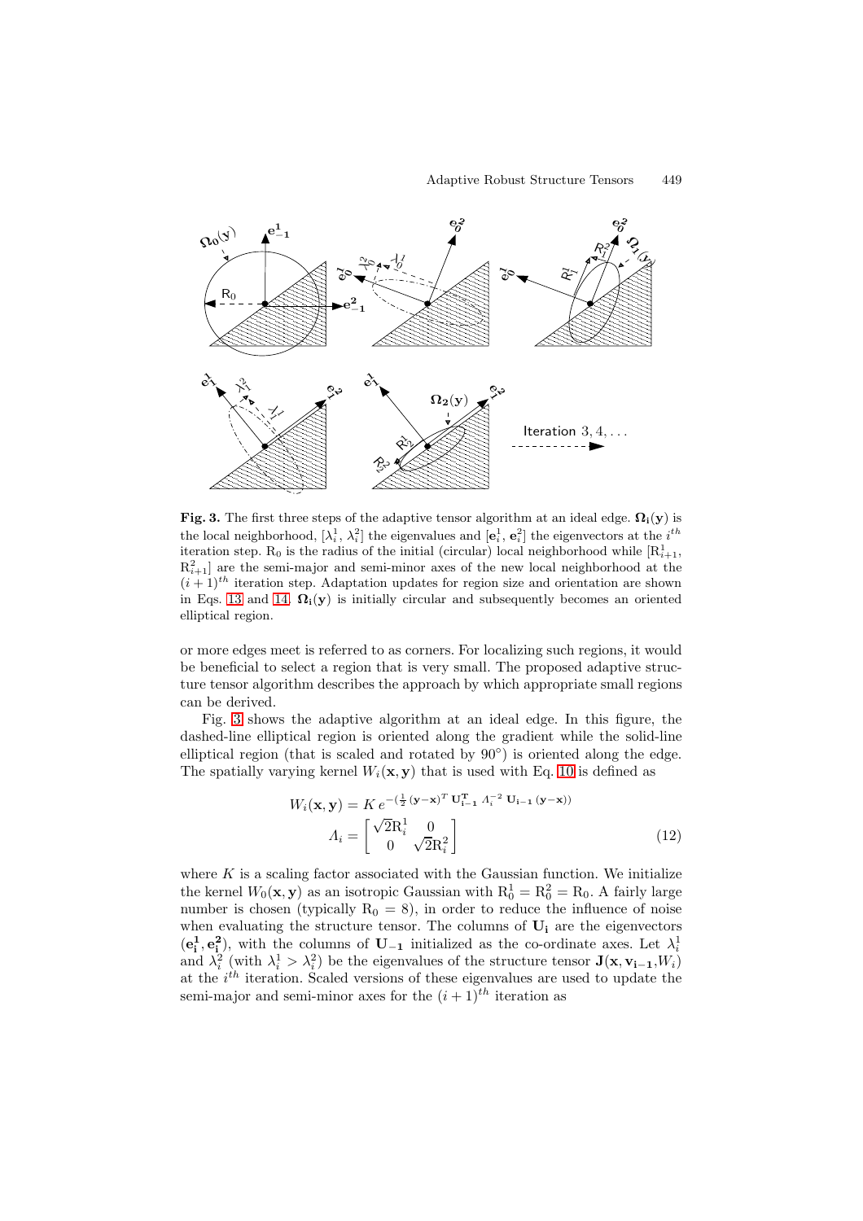**Fig. 3.** The first three steps of the adaptive tensor algorithm at an ideal edge. $\mathbf{\Omega_i(y)}$ is the local neighborhood, $[\lambda_i^1, \lambda_i^2]$ the eigenvalues and $[\mathbf{e}_i^1, \mathbf{e}_i^2]$ the eigenvectors at the $i^{th}$ iteration step. $\mathrm{R}_0$ is the radius of the initial (circular) local neighborhood while $[\mathrm{R}_{i+1}^1, \mathrm{R}_{i+1}^2]$ are the semi-major and semi-minor axes of the new local neighborhood at the $(i+1)^{th}$ iteration step. Adaptation updates for region size and orientation are shown in Eqs. 13 and 14. $\mathbf{\Omega_i(y)}$ is initially circular and subsequently becomes an oriented elliptical region.

or more edges meet is referred to as corners. For localizing such regions, it would be beneficial to select a region that is very small. The proposed adaptive structure tensor algorithm describes the approach by which appropriate small regions can be derived.

Fig. 3 shows the adaptive algorithm at an ideal edge. In this figure, the dashed-line elliptical region is oriented along the gradient while the solid-line elliptical region (that is scaled and rotated by 90°) is oriented along the edge. The spatially varying kernel $W_i(\mathbf{x}, \mathbf{y})$ that is used with Eq. 10 is defined as

$$
W_i(\mathbf{x}, \mathbf{y}) = K\, e^{-(\frac{1}{2}(\mathbf{y}-\mathbf{x})^T\, \mathbf{U_{i-1}^T}\, \Lambda_i^{-2}\, \mathbf{U_{i-1}}\,(\mathbf{y}-\mathbf{x}))}
$$

$$
\Lambda_i = \begin{bmatrix} \sqrt{2}\mathrm{R}_i^1 & 0 \\ 0 & \sqrt{2}\mathrm{R}_i^2 \end{bmatrix} \tag{12}
$$

where $K$ is a scaling factor associated with the Gaussian function. We initialize the kernel $W_0(\mathbf{x}, \mathbf{y})$ as an isotropic Gaussian with $\mathrm{R}_0^1 = \mathrm{R}_0^2 = \mathrm{R}_0$. A fairly large number is chosen (typically $\mathrm{R}_0 = 8$), in order to reduce the influence of noise when evaluating the structure tensor. The columns of $\mathbf{U_i}$ are the eigenvectors $(\mathbf{e_i^1}, \mathbf{e_i^2})$, with the columns of $\mathbf{U_{-1}}$ initialized as the co-ordinate axes. Let $\lambda_i^1$ and $\lambda_i^2$ (with $\lambda_i^1 > \lambda_i^2$) be the eigenvalues of the structure tensor $\mathbf{J}(\mathbf{x}, \mathbf{v_{i-1}}, W_i)$ at the $i^{th}$ iteration. Scaled versions of these eigenvalues are used to update the semi-major and semi-minor axes for the $(i+1)^{th}$ iteration as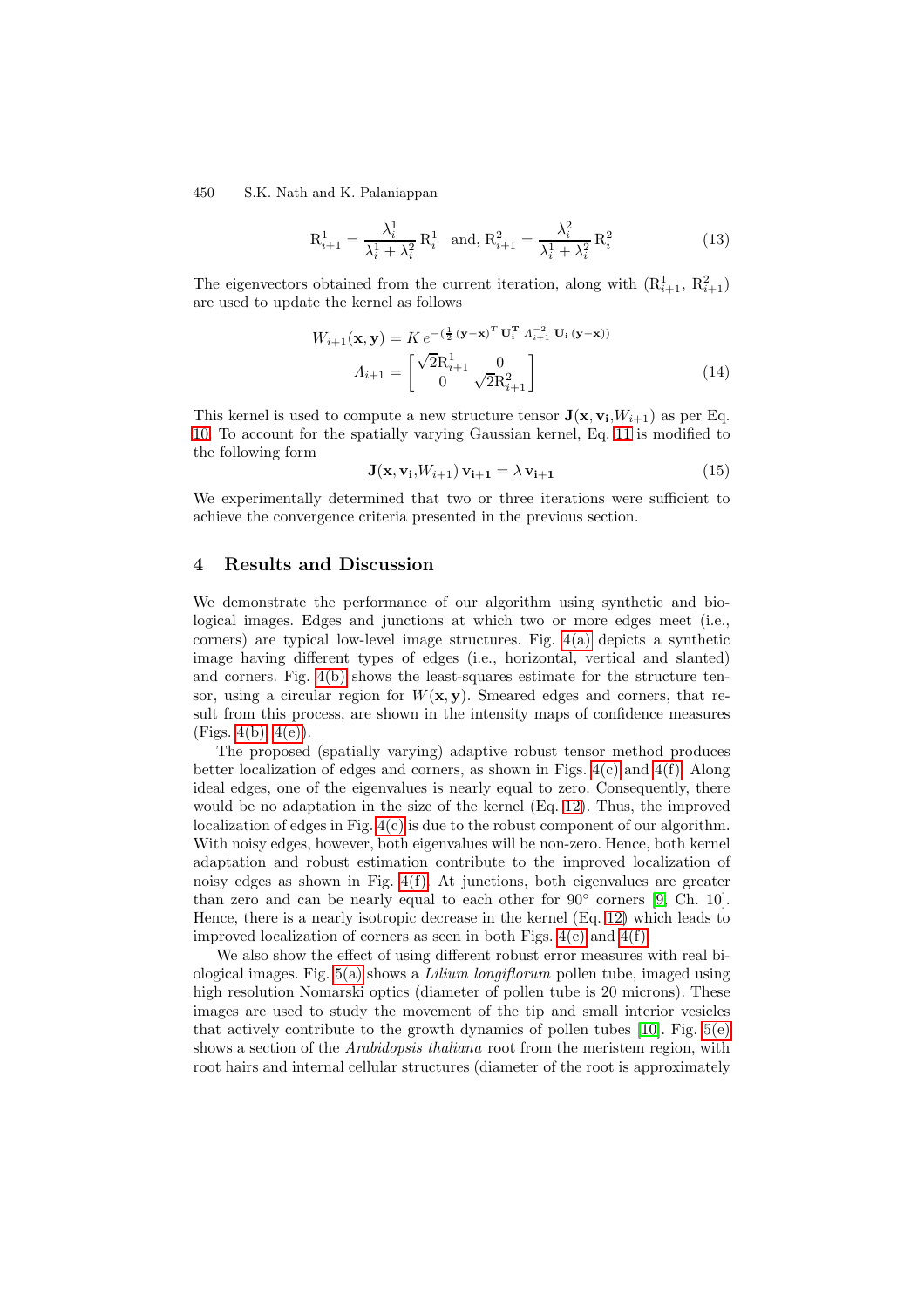$$\mathrm{R}_{i+1}^1 = \frac{\lambda_i^1}{\lambda_i^1 + \lambda_i^2}\,\mathrm{R}_i^1 \quad \text{and, } \mathrm{R}_{i+1}^2 = \frac{\lambda_i^2}{\lambda_i^1 + \lambda_i^2}\,\mathrm{R}_i^2 \tag{13}$$

The eigenvectors obtained from the current iteration, along with ($\mathrm{R}_{i+1}^1$, $\mathrm{R}_{i+1}^2$) are used to update the kernel as follows

$$W_{i+1}(\mathbf{x}, \mathbf{y}) = K\, e^{-(\frac{1}{2}\,(\mathbf{y}-\mathbf{x})^T\,\mathbf{U_i^T}\,\Lambda_{i+1}^{-2}\,\mathbf{U_i}\,(\mathbf{y}-\mathbf{x}))}$$
$$\Lambda_{i+1} = \begin{bmatrix} \sqrt{2}\mathrm{R}_{i+1}^1 & 0 \\ 0 & \sqrt{2}\mathrm{R}_{i+1}^2 \end{bmatrix} \tag{14}$$

This kernel is used to compute a new structure tensor $\mathbf{J}(\mathbf{x}, \mathbf{v_i}, W_{i+1})$ as per Eq. 10. To account for the spatially varying Gaussian kernel, Eq. 11 is modified to the following form

$$\mathbf{J}(\mathbf{x}, \mathbf{v_i}, W_{i+1})\, \mathbf{v_{i+1}} = \lambda\, \mathbf{v_{i+1}} \tag{15}$$

We experimentally determined that two or three iterations were sufficient to achieve the convergence criteria presented in the previous section.

## 4 Results and Discussion

We demonstrate the performance of our algorithm using synthetic and biological images. Edges and junctions at which two or more edges meet (i.e., corners) are typical low-level image structures. Fig. 4(a) depicts a synthetic image having different types of edges (i.e., horizontal, vertical and slanted) and corners. Fig. 4(b) shows the least-squares estimate for the structure tensor, using a circular region for $W(\mathbf{x}, \mathbf{y})$. Smeared edges and corners, that result from this process, are shown in the intensity maps of confidence measures (Figs. 4(b), 4(e)).

The proposed (spatially varying) adaptive robust tensor method produces better localization of edges and corners, as shown in Figs. 4(c) and 4(f). Along ideal edges, one of the eigenvalues is nearly equal to zero. Consequently, there would be no adaptation in the size of the kernel (Eq. 12). Thus, the improved localization of edges in Fig. 4(c) is due to the robust component of our algorithm. With noisy edges, however, both eigenvalues will be non-zero. Hence, both kernel adaptation and robust estimation contribute to the improved localization of noisy edges as shown in Fig. 4(f). At junctions, both eigenvalues are greater than zero and can be nearly equal to each other for 90° corners [9, Ch. 10]. Hence, there is a nearly isotropic decrease in the kernel (Eq. 12) which leads to improved localization of corners as seen in both Figs. 4(c) and 4(f).

We also show the effect of using different robust error measures with real biological images. Fig. 5(a) shows a *Lilium longiflorum* pollen tube, imaged using high resolution Nomarski optics (diameter of pollen tube is 20 microns). These images are used to study the movement of the tip and small interior vesicles that actively contribute to the growth dynamics of pollen tubes [10]. Fig. 5(e) shows a section of the *Arabidopsis thaliana* root from the meristem region, with root hairs and internal cellular structures (diameter of the root is approximately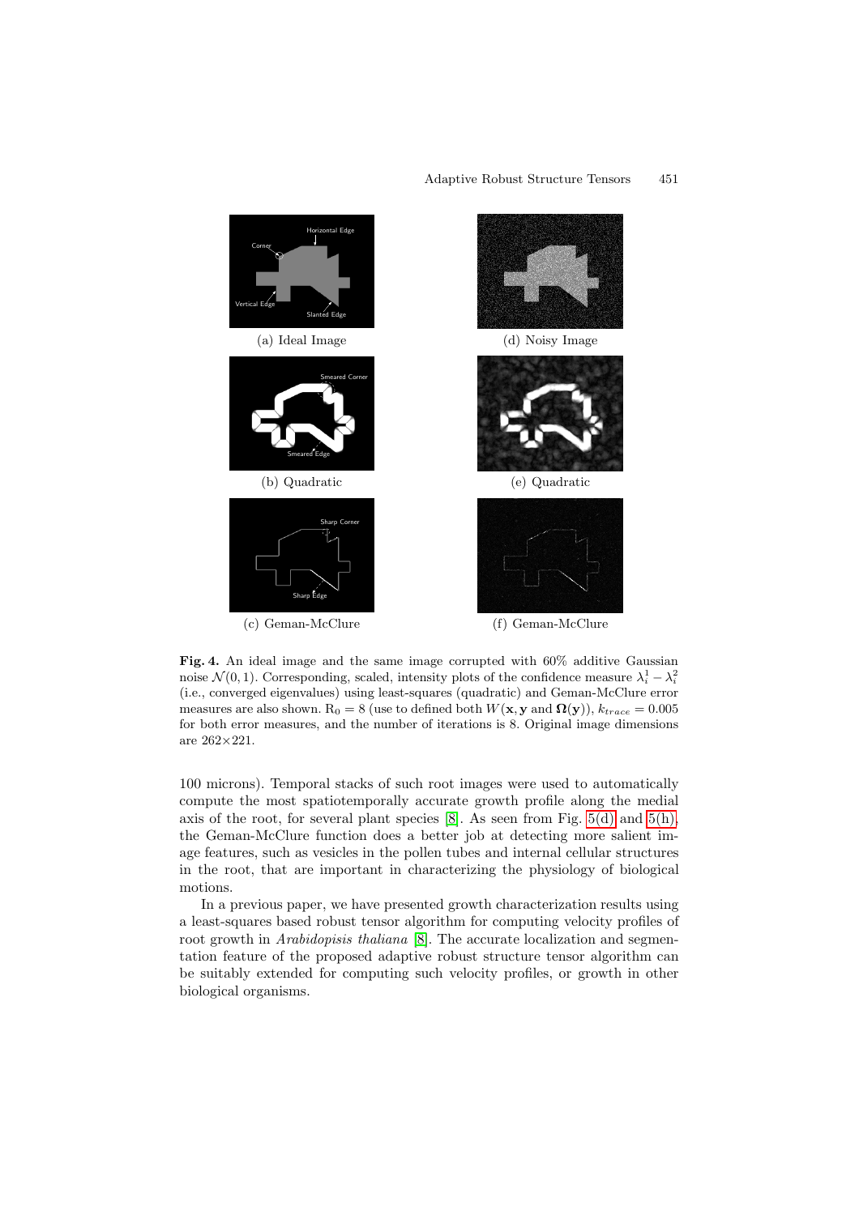(a) Ideal Image

(d) Noisy Image

(b) Quadratic

(e) Quadratic

(c) Geman-McClure

(f) Geman-McClure

**Fig. 4.** An ideal image and the same image corrupted with 60% additive Gaussian noise $\mathcal{N}(0, 1)$. Corresponding, scaled, intensity plots of the confidence measure $\lambda_i^1 - \lambda_i^2$ (i.e., converged eigenvalues) using least-squares (quadratic) and Geman-McClure error measures are also shown. $\mathrm{R}_0 = 8$ (use to defined both $W(\mathbf{x}, \mathbf{y}$ and $\boldsymbol{\Omega}(\mathbf{y})$), $k_{trace} = 0.005$ for both error measures, and the number of iterations is 8. Original image dimensions are 262×221.

100 microns). Temporal stacks of such root images were used to automatically compute the most spatiotemporally accurate growth profile along the medial axis of the root, for several plant species [8]. As seen from Fig. 5(d) and 5(h), the Geman-McClure function does a better job at detecting more salient image features, such as vesicles in the pollen tubes and internal cellular structures in the root, that are important in characterizing the physiology of biological motions.

In a previous paper, we have presented growth characterization results using a least-squares based robust tensor algorithm for computing velocity profiles of root growth in *Arabidopisis thaliana* [8]. The accurate localization and segmentation feature of the proposed adaptive robust structure tensor algorithm can be suitably extended for computing such velocity profiles, or growth in other biological organisms.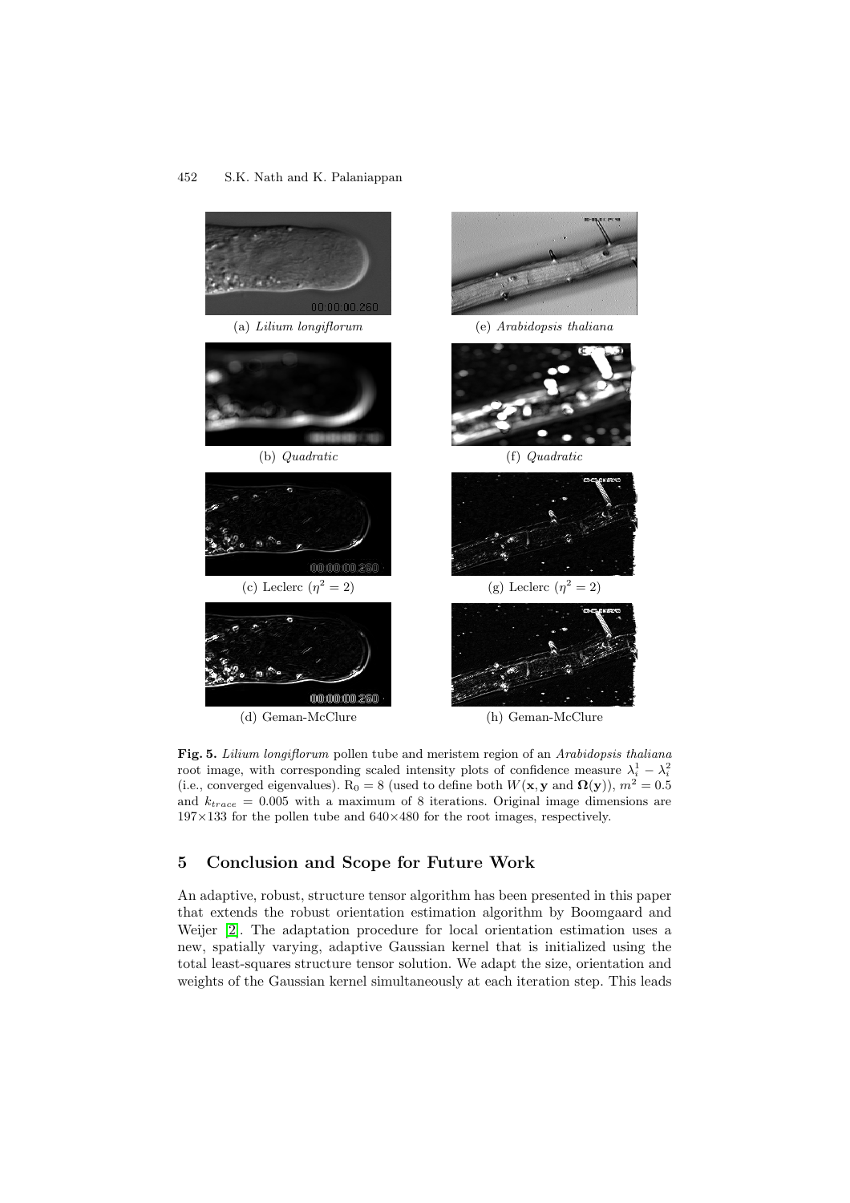(a) *Lilium longiflorum*

(e) *Arabidopsis thaliana*

(b) *Quadratic*

(f) *Quadratic*

(c) Leclerc ($\eta^2 = 2$)

(g) Leclerc ($\eta^2 = 2$)

(d) Geman-McClure

(h) Geman-McClure

**Fig. 5.** *Lilium longiflorum* pollen tube and meristem region of an *Arabidopsis thaliana* root image, with corresponding scaled intensity plots of confidence measure $\lambda_i^1 - \lambda_i^2$ (i.e., converged eigenvalues). $R_0 = 8$ (used to define both $W(\mathbf{x}, \mathbf{y}$ and $\mathbf{\Omega}(\mathbf{y}))$, $m^2 = 0.5$ and $k_{trace} = 0.005$ with a maximum of 8 iterations. Original image dimensions are 197×133 for the pollen tube and 640×480 for the root images, respectively.

## 5 Conclusion and Scope for Future Work

An adaptive, robust, structure tensor algorithm has been presented in this paper that extends the robust orientation estimation algorithm by Boomgaard and Weijer [2]. The adaptation procedure for local orientation estimation uses a new, spatially varying, adaptive Gaussian kernel that is initialized using the total least-squares structure tensor solution. We adapt the size, orientation and weights of the Gaussian kernel simultaneously at each iteration step. This leads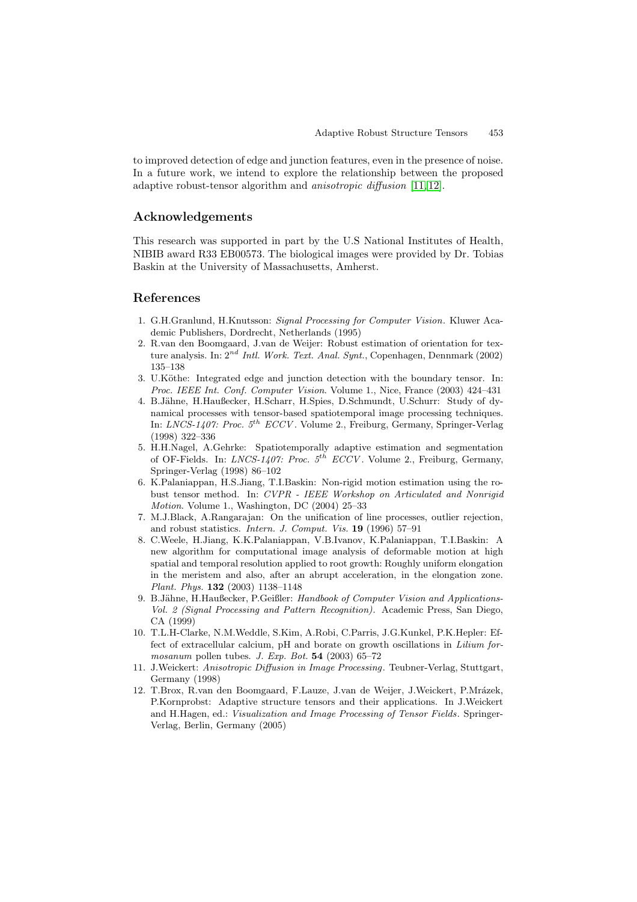to improved detection of edge and junction features, even in the presence of noise. In a future work, we intend to explore the relationship between the proposed adaptive robust-tensor algorithm and *anisotropic diffusion* [11,12].

## Acknowledgements

This research was supported in part by the U.S National Institutes of Health, NIBIB award R33 EB00573. The biological images were provided by Dr. Tobias Baskin at the University of Massachusetts, Amherst.

## References

1. G.H.Granlund, H.Knutsson: *Signal Processing for Computer Vision*. Kluwer Academic Publishers, Dordrecht, Netherlands (1995)
2. R.van den Boomgaard, J.van de Weijer: Robust estimation of orientation for texture analysis. In: $2^{nd}$ *Intl. Work. Text. Anal. Synt.*, Copenhagen, Dennmark (2002) 135–138
3. U.Köthe: Integrated edge and junction detection with the boundary tensor. In: *Proc. IEEE Int. Conf. Computer Vision*. Volume 1., Nice, France (2003) 424–431
4. B.Jähne, H.Haußecker, H.Scharr, H.Spies, D.Schmundt, U.Schurr: Study of dynamical processes with tensor-based spatiotemporal image processing techniques. In: *LNCS-1407: Proc. $5^{th}$ ECCV*. Volume 2., Freiburg, Germany, Springer-Verlag (1998) 322–336
5. H.H.Nagel, A.Gehrke: Spatiotemporally adaptive estimation and segmentation of OF-Fields. In: *LNCS-1407: Proc. $5^{th}$ ECCV*. Volume 2., Freiburg, Germany, Springer-Verlag (1998) 86–102
6. K.Palaniappan, H.S.Jiang, T.I.Baskin: Non-rigid motion estimation using the robust tensor method. In: *CVPR - IEEE Workshop on Articulated and Nonrigid Motion*. Volume 1., Washington, DC (2004) 25–33
7. M.J.Black, A.Rangarajan: On the unification of line processes, outlier rejection, and robust statistics. *Intern. J. Comput. Vis.* **19** (1996) 57–91
8. C.Weele, H.Jiang, K.K.Palaniappan, V.B.Ivanov, K.Palaniappan, T.I.Baskin: A new algorithm for computational image analysis of deformable motion at high spatial and temporal resolution applied to root growth: Roughly uniform elongation in the meristem and also, after an abrupt acceleration, in the elongation zone. *Plant. Phys.* **132** (2003) 1138–1148
9. B.Jähne, H.Haußecker, P.Geißler: *Handbook of Computer Vision and Applications-Vol. 2 (Signal Processing and Pattern Recognition)*. Academic Press, San Diego, CA (1999)
10. T.L.H-Clarke, N.M.Weddle, S.Kim, A.Robi, C.Parris, J.G.Kunkel, P.K.Hepler: Effect of extracellular calcium, pH and borate on growth oscillations in *Lilium formosanum* pollen tubes. *J. Exp. Bot.* **54** (2003) 65–72
11. J.Weickert: *Anisotropic Diffusion in Image Processing*. Teubner-Verlag, Stuttgart, Germany (1998)
12. T.Brox, R.van den Boomgaard, F.Lauze, J.van de Weijer, J.Weickert, P.Mrázek, P.Kornprobst: Adaptive structure tensors and their applications. In J.Weickert and H.Hagen, ed.: *Visualization and Image Processing of Tensor Fields*. Springer-Verlag, Berlin, Germany (2005)